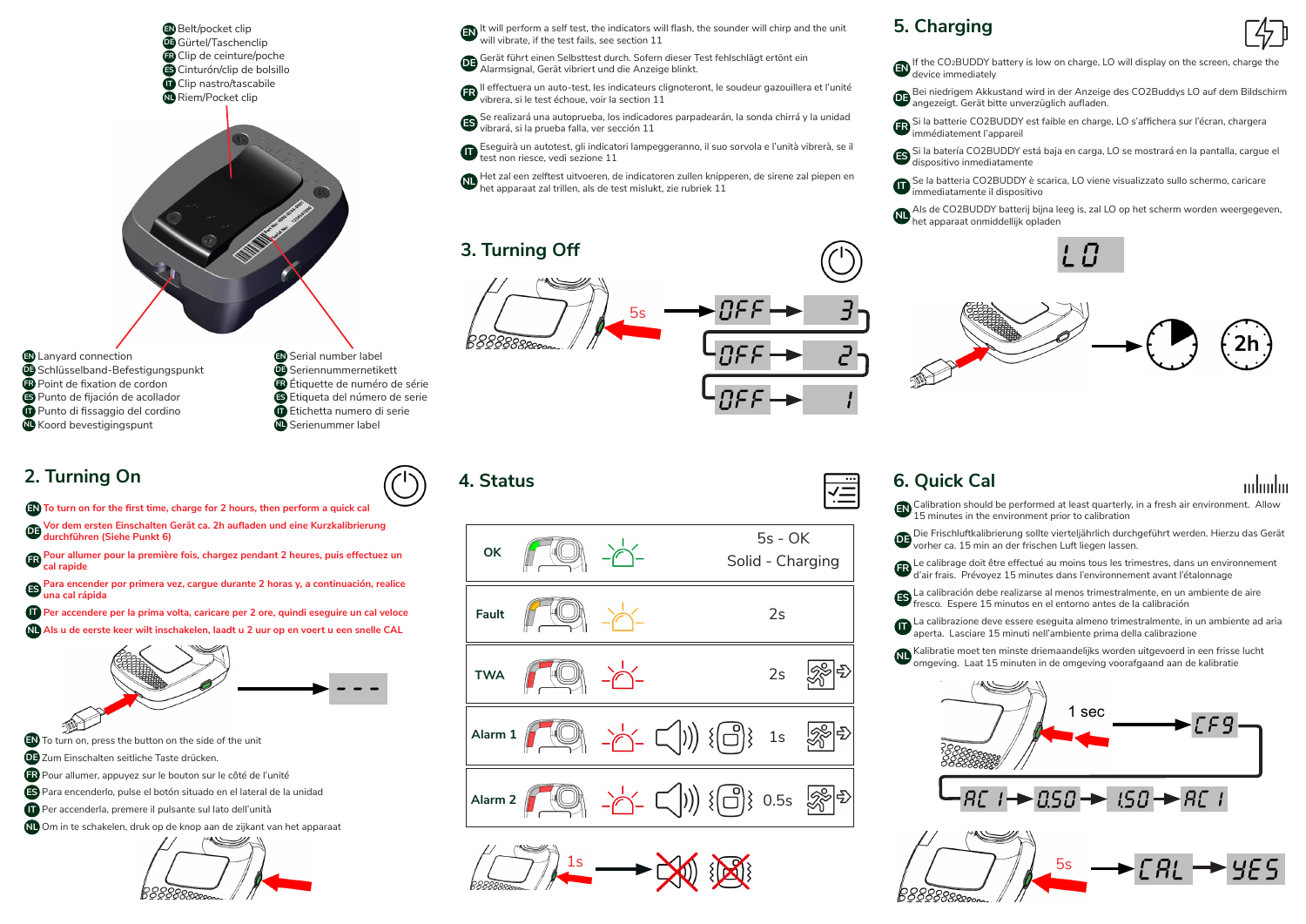EN Belt/pocket clip
DE Gürtel/Taschenclip
FR Clip de ceinture/poche
ES Cinturón/clip de bolsillo
IT Clip nastro/tascabile
NL Riem/Pocket clip

EN Lanyard connection
DE Schlüsselband-Befestigungspunkt
FR Point de fixation de cordon
ES Punto de fijación de acollador
IT Punto di fissaggio del cordino
NL Koord bevestigingspunt

EN Serial number label
DE Seriennummernetikett
FR Étiquette de numéro de série
ES Etiqueta del número de serie
IT Etichetta numero di serie
NL Serienummer label

## 2. Turning On

**EN To turn on for the first time, charge for 2 hours, then perform a quick cal**
**DE Vor dem ersten Einschalten Gerät ca. 2h aufladen und eine Kurzkalibrierung durchführen (Siehe Punkt 6)**
**FR Pour allumer pour la première fois, chargez pendant 2 heures, puis effectuez un cal rapide**
**ES Para encender por primera vez, cargue durante 2 horas y, a continuación, realice una cal rápida**
**IT Per accendere per la prima volta, caricare per 2 ore, quindi eseguire un cal veloce**
**NL Als u de eerste keer wilt inschakelen, laadt u 2 uur op en voert u een snelle CAL**

- - -

EN To turn on, press the button on the side of the unit
DE Zum Einschalten seitliche Taste drücken.
FR Pour allumer, appuyez sur le bouton sur le côté de l'unité
ES Para encenderlo, pulse el botón situado en el lateral de la unidad
IT Per accenderla, premere il pulsante sul lato dell'unità
NL Om in te schakelen, druk op de knop aan de zijkant van het apparaat

EN It will perform a self test, the indicators will flash, the sounder will chirp and the unit will vibrate, if the test fails, see section 11
DE Gerät führt einen Selbsttest durch. Sofern dieser Test fehlschlägt ertönt ein Alarmsignal, Gerät vibriert und die Anzeige blinkt.
FR Il effectuera un auto-test, les indicateurs clignoteront, le soudeur gazouillera et l'unité vibrera, si le test échoue, voir la section 11
ES Se realizará una autoprueba, los indicadores parpadearán, la sonda chirrá y la unidad vibrará, si la prueba falla, ver sección 11
IT Eseguirà un autotest, gli indicatori lampeggeranno, il suo sorvola e l'unità vibrerà, se il test non riesce, vedi sezione 11
NL Het zal een zelftest uitvoeren, de indicatoren zullen knipperen, de sirene zal piepen en het apparaat zal trillen, als de test mislukt, zie rubriek 11

## 3. Turning Off

5s → OFF → 3 → OFF → 2 → OFF → 1

## 4. Status

| Status | | |
|---|---|---|
| OK | | 5s - OK<br>Solid - Charging |
| Fault | | 2s |
| TWA | | 2s |
| Alarm 1 | | 1s |
| Alarm 2 | | 0.5s |

1s

## 5. Charging

EN If the $CO_2$BUDDY battery is low on charge, LO will display on the screen, charge the device immediately
DE Bei niedrigem Akkustand wird in der Anzeige des CO2Buddys LO auf dem Bildschirm angezeigt. Gerät bitte unverzüglich aufladen.
FR Si la batterie CO2BUDDY est faible en charge, LO s'affichera sur l'écran, chargera immédiatement l'appareil
ES Si la batería CO2BUDDY está baja en carga, LO se mostrará en la pantalla, cargue el dispositivo inmediatamente
IT Se la batteria CO2BUDDY è scarica, LO viene visualizzato sullo schermo, caricare immediatamente il dispositivo
NL Als de CO2BUDDY batterij bijna leeg is, zal LO op het scherm worden weergegeven, het apparaat onmiddellijk opladen

LO

2h

## 6. Quick Cal

EN Calibration should be performed at least quarterly, in a fresh air environment. Allow 15 minutes in the environment prior to calibration
DE Die Frischluftkalibrierung sollte vierteljährlich durchgeführt werden. Hierzu das Gerät vorher ca. 15 min an der frischen Luft liegen lassen.
FR Le calibrage doit être effectué au moins tous les trimestres, dans un environnement d'air frais. Prévoyez 15 minutes dans l'environnement avant l'étalonnage
ES La calibración debe realizarse al menos trimestralmente, en un ambiente de aire fresco. Espere 15 minutos en el entorno antes de la calibración
IT La calibrazione deve essere eseguita almeno trimestralmente, in un ambiente ad aria aperta. Lasciare 15 minuti nell'ambiente prima della calibrazione
NL Kalibratie moet ten minste driemaandelijks worden uitgevoerd in een frisse lucht omgeving. Laat 15 minuten in de omgeving voorafgaand aan de kalibratie

1 sec → CFG → AC 1 → 0.50 → 1.50 → AC 1

5s → CAL → YES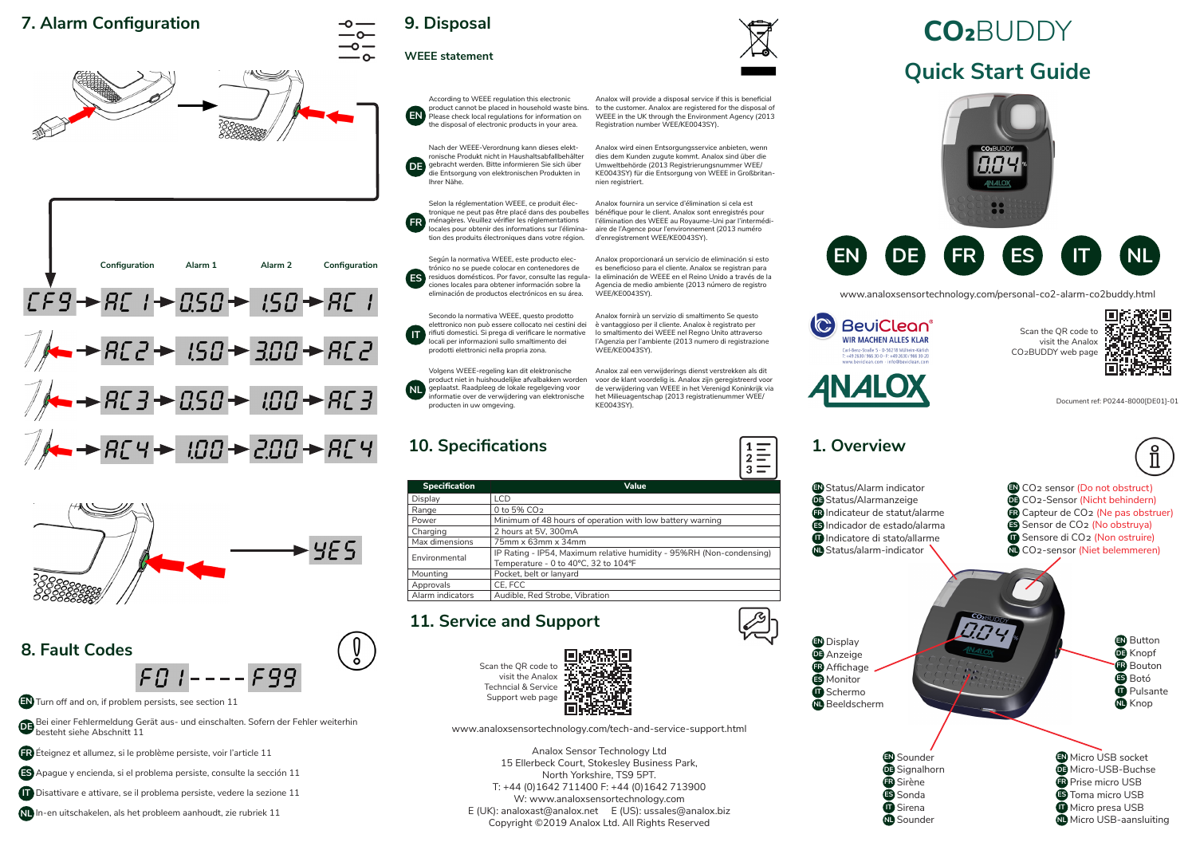## 7. Alarm Configuration

Configuration

Alarm 1

Alarm 2

Configuration

CF9 → AC 1 → 0.50 → 1.50 → AC 1

→ AC 2 → 1.50 → 3.00 → AC 2

→ AC 3 → 0.50 → 1.00 → AC 3

→ AC 4 → 1.00 → 2.00 → AC 4

YES

## 8. Fault Codes

F01 - - - - F99

EN Turn off and on, if problem persists, see section 11

DE Bei einer Fehlermeldung Gerät aus- und einschalten. Sofern der Fehler weiterhin besteht siehe Abschnitt 11

FR Éteignez et allumez, si le problème persiste, voir l'article 11

ES Apague y encienda, si el problema persiste, consulte la sección 11

IT Disattivare e attivare, se il problema persiste, vedere la sezione 11

NL In-en uitschakelen, als het probleem aanhoudt, zie rubriek 11

## 9. Disposal

### WEEE statement

EN According to WEEE regulation this electronic product cannot be placed in household waste bins. Please check local regulations for information on the disposal of electronic products in your area. Analox will provide a disposal service if this is beneficial to the customer. Analox are registered for the disposal of WEEE in the UK through the Environment Agency (2013 Registration number WEE/KE0043SY).

DE Nach der WEEE-Verordnung kann dieses elektronische Produkt nicht in Haushaltsabfallbehälter gebracht werden. Bitte informieren Sie sich über die Entsorgung von elektronischen Produkten in Ihrer Nähe. Analox wird einen Entsorgungsservice anbieten, wenn dies dem Kunden zugute kommt. Analox sind über die Umweltbehörde (2013 Registrierungsnummer WEE/KE0043SY) für die Entsorgung von WEEE in Großbritannien registriert.

FR Selon la réglementation WEEE, ce produit électronique ne peut pas être placé dans des poubelles ménagères. Veuillez vérifier les réglementations locales pour obtenir des informations sur l'élimination des produits électroniques dans votre région. Analox fournira un service d'élimination si cela est bénéfique pour le client. Analox sont enregistrés pour l'élimination des WEEE au Royaume-Uni par l'intermédiaire de l'Agence pour l'environnement (2013 numéro d'enregistrement WEE/KE0043SY).

ES Según la normativa WEEE, este producto electrónico no se puede colocar en contenedores de residuos domésticos. Por favor, consulte las regulaciones locales para obtener información sobre la eliminación de productos electrónicos en su área. Analox proporcionará un servicio de eliminación si esto es beneficioso para el cliente. Analox se registran para la eliminación de WEEE en el Reino Unido a través de la Agencia de medio ambiente (2013 número de registro WEE/KE0043SY).

IT Secondo la normativa WEEE, questo prodotto elettronico non può essere collocato nei cestini dei rifiuti domestici. Si prega di verificare le normative locali per informazioni sullo smaltimento dei prodotti elettronici nella propria zona. Analox fornirà un servizio di smaltimento se questo è vantaggioso per il cliente. Analox è registrato per lo smaltimento dei WEEE nel Regno Unito attraverso l'Agenzia per l'ambiente (2013 numero di registrazione WEE/KE0043SY).

NL Volgens WEEE-regeling kan dit elektronische product niet in huishoudelijke afvalbakken worden geplaatst. Raadpleeg de lokale regelgeving voor informatie over de verwijdering van elektronische producten in uw omgeving. Analox zal een verwijderings dienst verstrekken als dit voor de klant voordelig is. Analox zijn geregistreerd voor de verwijdering van WEEE in het Verenigd Koninkrijk via het Milieuagentschap (2013 registratienummer WEE/KE0043SY).

## 10. Specifications

| Specification | Value |
|---|---|
| Display | LCD |
| Range | 0 to 5% $CO_2$ |
| Power | Minimum of 48 hours of operation with low battery warning |
| Charging | 2 hours at 5V, 300mA |
| Max dimensions | 75mm x 63mm x 34mm |
| Environmental | IP Rating - IP54, Maximum relative humidity - 95%RH (Non-condensing) Temperature - 0 to 40°C, 32 to 104°F |
| Mounting | Pocket, belt or lanyard |
| Approvals | CE, FCC |
| Alarm indicators | Audible, Red Strobe, Vibration |

## 11. Service and Support

Scan the QR code to visit the Analox Techncial & Service Support web page

www.analoxsensortechnology.com/tech-and-service-support.html

Analox Sensor Technology Ltd
15 Ellerbeck Court, Stokesley Business Park,
North Yorkshire, TS9 5PT.
T: +44 (0)1642 711400 F: +44 (0)1642 713900
W: www.analoxsensortechnology.com
E (UK): analoxast@analox.net E (US): ussales@analox.biz
Copyright ©2019 Analox Ltd. All Rights Reserved

# $CO_2$BUDDY

## Quick Start Guide

EN DE FR ES IT NL

www.analoxsensortechnology.com/personal-co2-alarm-co2buddy.html

BeviClean® WIR MACHEN ALLES KLAR

ANALOX

Scan the QR code to visit the Analox $CO_2$BUDDY web page

Document ref: P0244-8000[DE01]-01

## 1. Overview

EN Status/Alarm indicator
DE Status/Alarmanzeige
FR Indicateur de statut/alarme
ES Indicador de estado/alarma
IT Indicatore di stato/allarme
NL Status/alarm-indicator

EN $CO_2$ sensor (Do not obstruct)
DE $CO_2$-Sensor (Nicht behindern)
FR Capteur de $CO_2$ (Ne pas obstruer)
ES Sensor de $CO_2$ (No obstruya)
IT Sensore di $CO_2$ (Non ostruire)
NL $CO_2$-sensor (Niet belemmeren)

EN Display
DE Anzeige
FR Affichage
ES Monitor
IT Schermo
NL Beeldscherm

EN Button
DE Knopf
FR Bouton
ES Botó
IT Pulsante
NL Knop

EN Sounder
DE Signalhorn
FR Sirène
ES Sonda
IT Sirena
NL Sounder

EN Micro USB socket
DE Micro-USB-Buchse
FR Prise micro USB
ES Toma micro USB
IT Micro presa USB
NL Micro USB-aansluiting